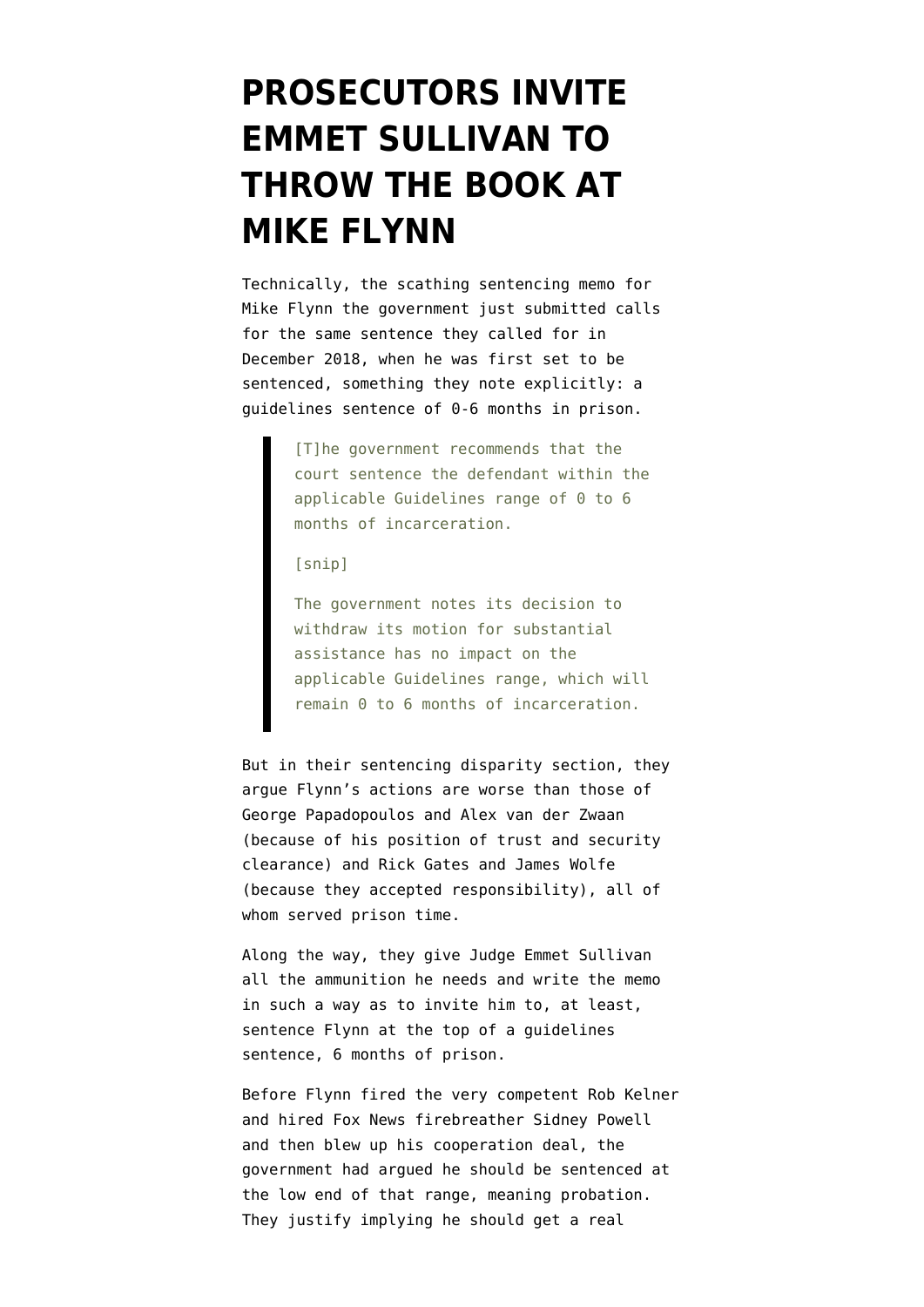# PROSECUTORS INVITE EMMET SULLIVAN TO THROW THE BOOK AT MIKE FLYNN

Technically, the scathing sentencing memo for Mike Flynn the government just submitted calls for the same sentence they called for in December 2018, when he was first set to be sentenced, something they note explicitly: a guidelines sentence of 0-6 months in prison.

> [T]he government recommends that the court sentence the defendant within the applicable Guidelines range of 0 to 6 months of incarceration.
>
> [snip]
>
> The government notes its decision to withdraw its motion for substantial assistance has no impact on the applicable Guidelines range, which will remain 0 to 6 months of incarceration.

But in their sentencing disparity section, they argue Flynn's actions are worse than those of George Papadopoulos and Alex van der Zwaan (because of his position of trust and security clearance) and Rick Gates and James Wolfe (because they accepted responsibility), all of whom served prison time.

Along the way, they give Judge Emmet Sullivan all the ammunition he needs and write the memo in such a way as to invite him to, at least, sentence Flynn at the top of a guidelines sentence, 6 months of prison.

Before Flynn fired the very competent Rob Kelner and hired Fox News firebreather Sidney Powell and then blew up his cooperation deal, the government had argued he should be sentenced at the low end of that range, meaning probation. They justify implying he should get a real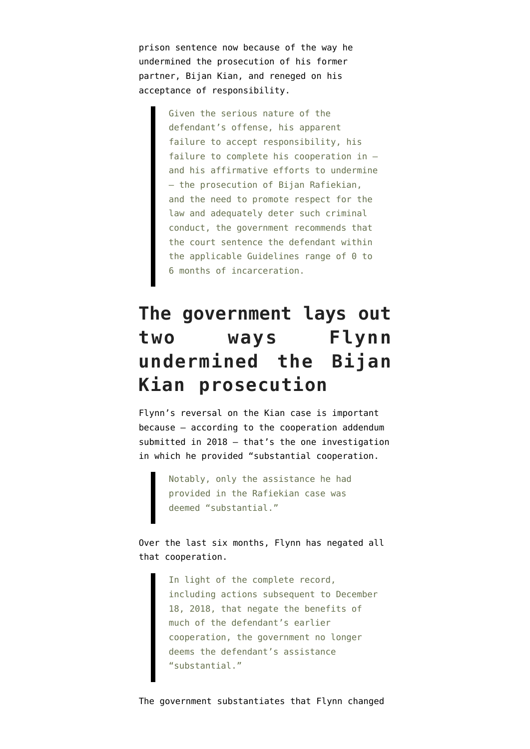prison sentence now because of the way he undermined the prosecution of his former partner, Bijan Kian, and reneged on his acceptance of responsibility.

> Given the serious nature of the defendant's offense, his apparent failure to accept responsibility, his failure to complete his cooperation in — and his affirmative efforts to undermine — the prosecution of Bijan Rafiekian, and the need to promote respect for the law and adequately deter such criminal conduct, the government recommends that the court sentence the defendant within the applicable Guidelines range of 0 to 6 months of incarceration.

## The government lays out two ways Flynn undermined the Bijan Kian prosecution

Flynn's reversal on the Kian case is important because — according to the cooperation addendum submitted in 2018 — that's the one investigation in which he provided "substantial cooperation.

> Notably, only the assistance he had provided in the Rafiekian case was deemed "substantial."

Over the last six months, Flynn has negated all that cooperation.

> In light of the complete record, including actions subsequent to December 18, 2018, that negate the benefits of much of the defendant's earlier cooperation, the government no longer deems the defendant's assistance "substantial."

The government substantiates that Flynn changed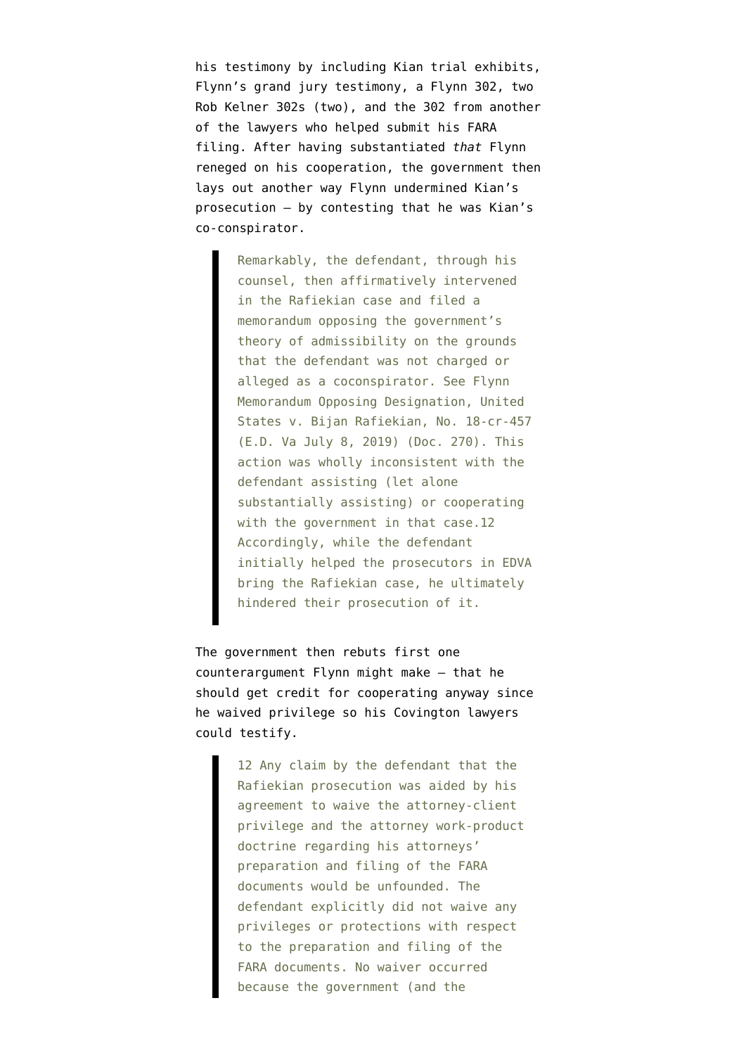his testimony by including Kian trial exhibits, Flynn's grand jury testimony, a Flynn 302, two Rob Kelner 302s (two), and the 302 from another of the lawyers who helped submit his FARA filing. After having substantiated *that* Flynn reneged on his cooperation, the government then lays out another way Flynn undermined Kian's prosecution — by contesting that he was Kian's co-conspirator.

> Remarkably, the defendant, through his counsel, then affirmatively intervened in the Rafiekian case and filed a memorandum opposing the government's theory of admissibility on the grounds that the defendant was not charged or alleged as a coconspirator. See Flynn Memorandum Opposing Designation, United States v. Bijan Rafiekian, No. 18-cr-457 (E.D. Va July 8, 2019) (Doc. 270). This action was wholly inconsistent with the defendant assisting (let alone substantially assisting) or cooperating with the government in that case.12 Accordingly, while the defendant initially helped the prosecutors in EDVA bring the Rafiekian case, he ultimately hindered their prosecution of it.

The government then rebuts first one counterargument Flynn might make — that he should get credit for cooperating anyway since he waived privilege so his Covington lawyers could testify.

> 12 Any claim by the defendant that the Rafiekian prosecution was aided by his agreement to waive the attorney-client privilege and the attorney work-product doctrine regarding his attorneys' preparation and filing of the FARA documents would be unfounded. The defendant explicitly did not waive any privileges or protections with respect to the preparation and filing of the FARA documents. No waiver occurred because the government (and the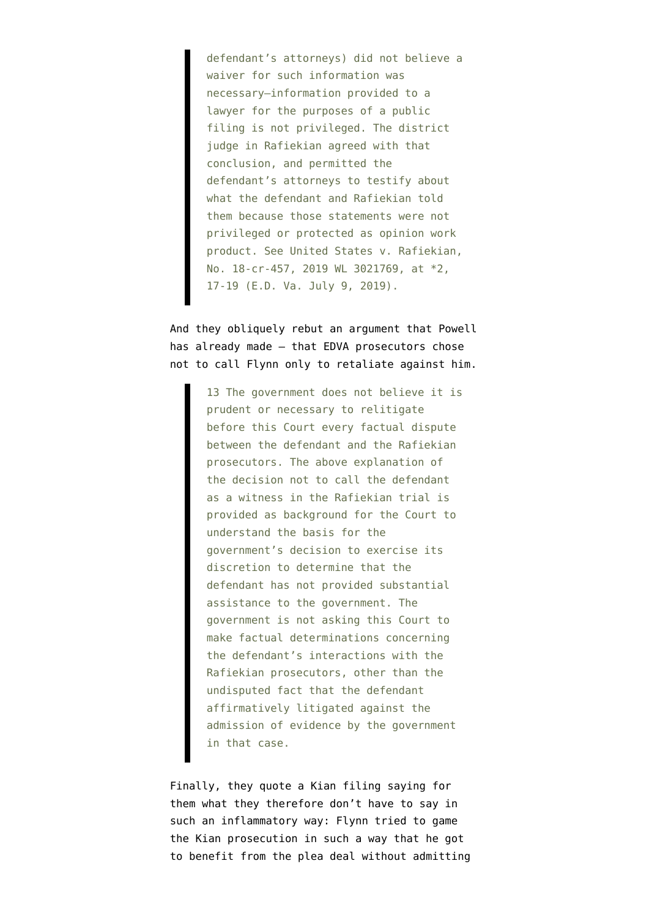> defendant's attorneys) did not believe a waiver for such information was necessary—information provided to a lawyer for the purposes of a public filing is not privileged. The district judge in Rafiekian agreed with that conclusion, and permitted the defendant's attorneys to testify about what the defendant and Rafiekian told them because those statements were not privileged or protected as opinion work product. See United States v. Rafiekian, No. 18-cr-457, 2019 WL 3021769, at *2, 17-19 (E.D. Va. July 9, 2019).

And they obliquely rebut an argument that Powell has already made — that EDVA prosecutors chose not to call Flynn only to retaliate against him.

> 13 The government does not believe it is prudent or necessary to relitigate before this Court every factual dispute between the defendant and the Rafiekian prosecutors. The above explanation of the decision not to call the defendant as a witness in the Rafiekian trial is provided as background for the Court to understand the basis for the government's decision to exercise its discretion to determine that the defendant has not provided substantial assistance to the government. The government is not asking this Court to make factual determinations concerning the defendant's interactions with the Rafiekian prosecutors, other than the undisputed fact that the defendant affirmatively litigated against the admission of evidence by the government in that case.

Finally, they quote a Kian filing saying for them what they therefore don't have to say in such an inflammatory way: Flynn tried to game the Kian prosecution in such a way that he got to benefit from the plea deal without admitting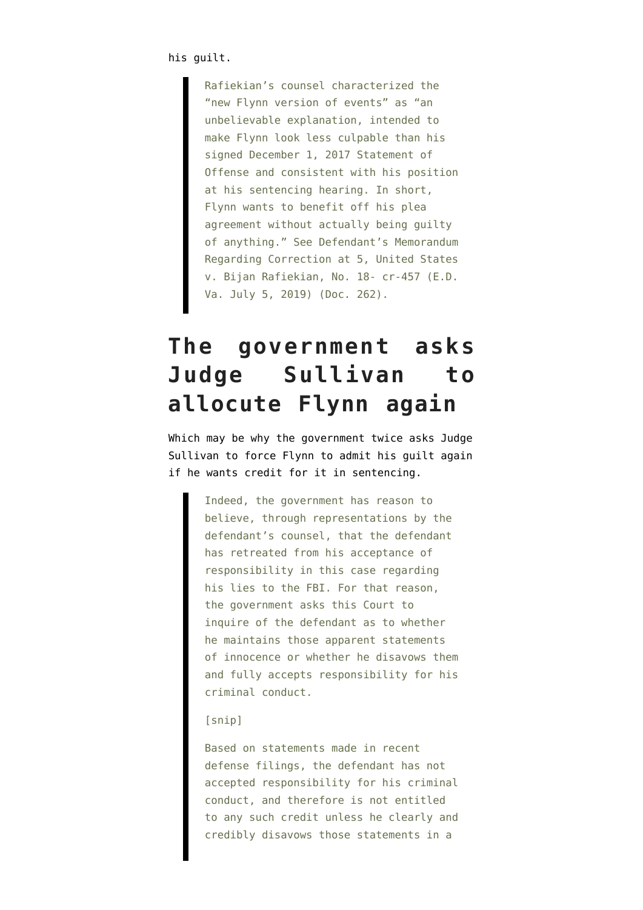his guilt.

> Rafiekian's counsel characterized the "new Flynn version of events" as "an unbelievable explanation, intended to make Flynn look less culpable than his signed December 1, 2017 Statement of Offense and consistent with his position at his sentencing hearing. In short, Flynn wants to benefit off his plea agreement without actually being guilty of anything." See Defendant's Memorandum Regarding Correction at 5, United States v. Bijan Rafiekian, No. 18- cr-457 (E.D. Va. July 5, 2019) (Doc. 262).

## The government asks Judge Sullivan to allocute Flynn again

Which may be why the government twice asks Judge Sullivan to force Flynn to admit his guilt again if he wants credit for it in sentencing.

> Indeed, the government has reason to believe, through representations by the defendant's counsel, that the defendant has retreated from his acceptance of responsibility in this case regarding his lies to the FBI. For that reason, the government asks this Court to inquire of the defendant as to whether he maintains those apparent statements of innocence or whether he disavows them and fully accepts responsibility for his criminal conduct.
>
> [snip]
>
> Based on statements made in recent defense filings, the defendant has not accepted responsibility for his criminal conduct, and therefore is not entitled to any such credit unless he clearly and credibly disavows those statements in a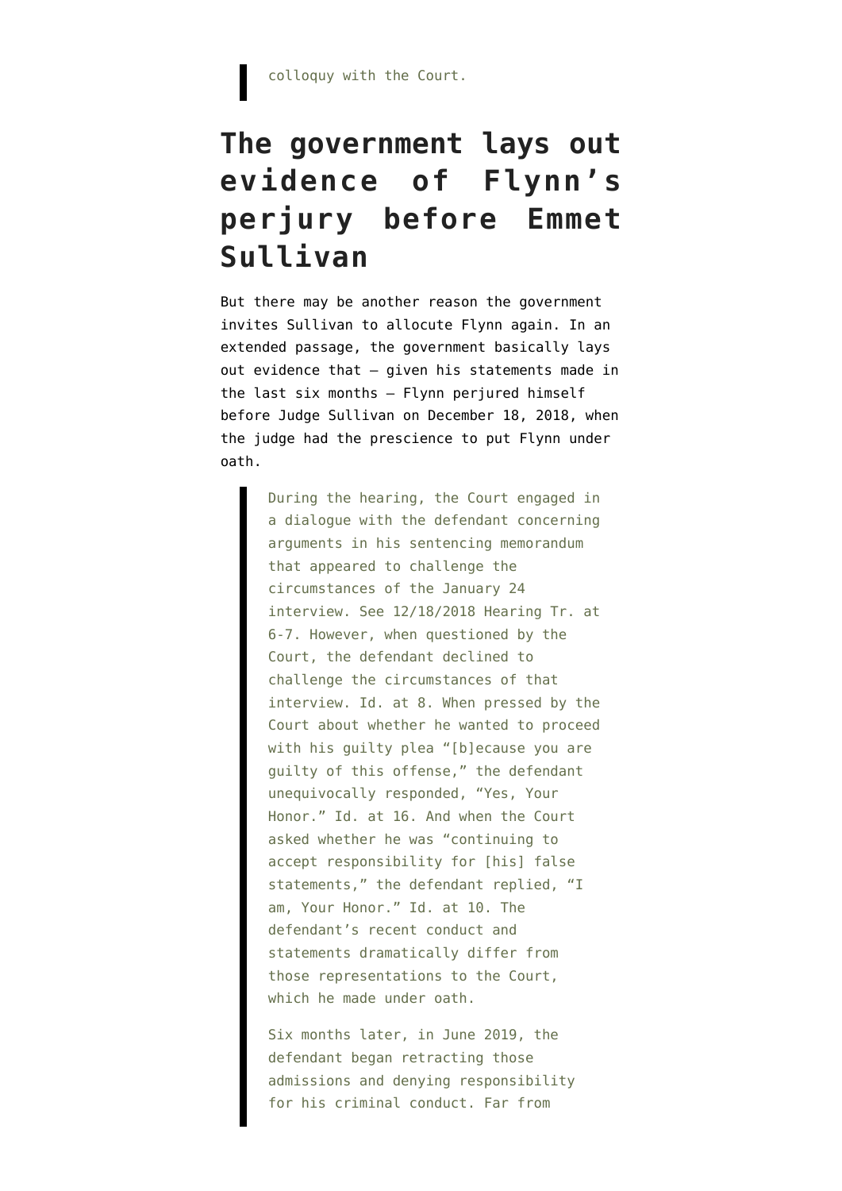> colloquy with the Court.

## The government lays out evidence of Flynn's perjury before Emmet Sullivan

But there may be another reason the government invites Sullivan to allocute Flynn again. In an extended passage, the government basically lays out evidence that — given his statements made in the last six months — Flynn perjured himself before Judge Sullivan on December 18, 2018, when the judge had the prescience to put Flynn under oath.

> During the hearing, the Court engaged in a dialogue with the defendant concerning arguments in his sentencing memorandum that appeared to challenge the circumstances of the January 24 interview. See 12/18/2018 Hearing Tr. at 6-7. However, when questioned by the Court, the defendant declined to challenge the circumstances of that interview. Id. at 8. When pressed by the Court about whether he wanted to proceed with his guilty plea "[b]ecause you are guilty of this offense," the defendant unequivocally responded, "Yes, Your Honor." Id. at 16. And when the Court asked whether he was "continuing to accept responsibility for [his] false statements," the defendant replied, "I am, Your Honor." Id. at 10. The defendant's recent conduct and statements dramatically differ from those representations to the Court, which he made under oath.
>
> Six months later, in June 2019, the defendant began retracting those admissions and denying responsibility for his criminal conduct. Far from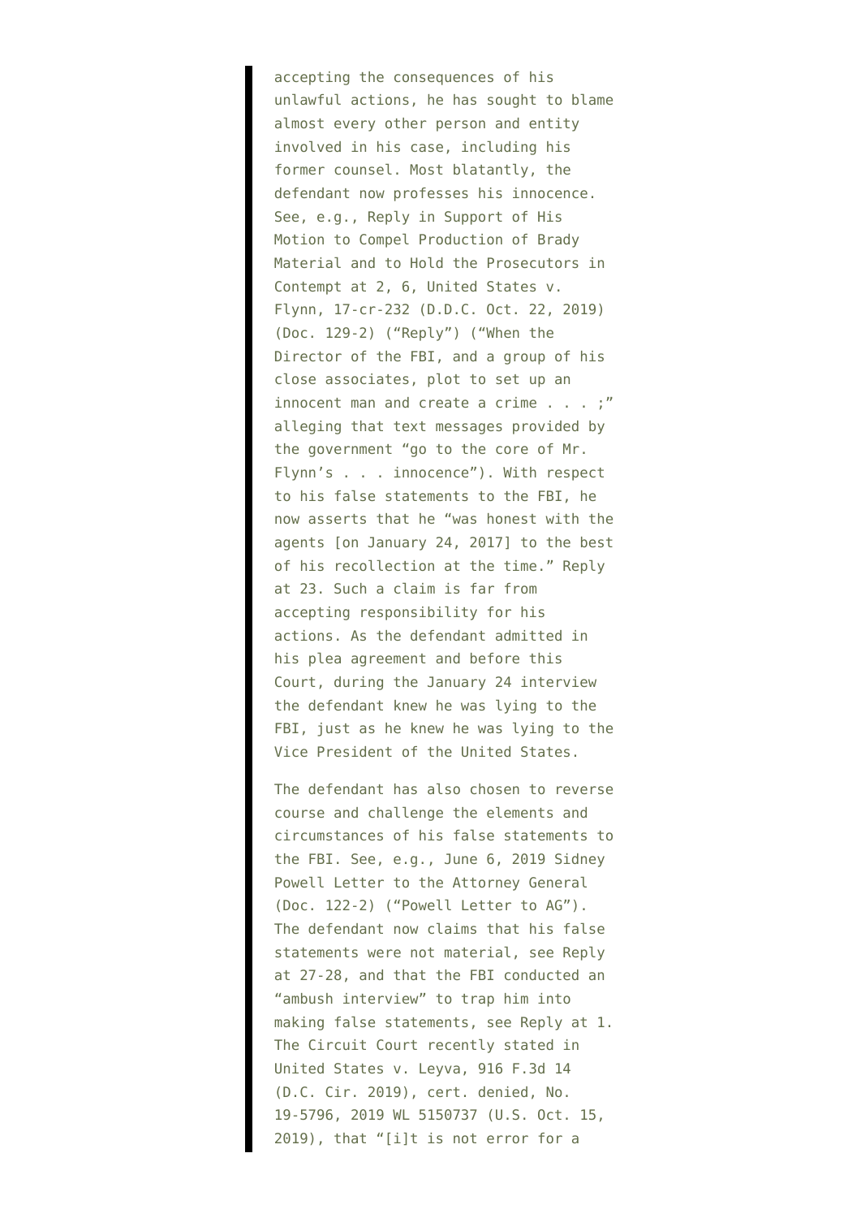accepting the consequences of his unlawful actions, he has sought to blame almost every other person and entity involved in his case, including his former counsel. Most blatantly, the defendant now professes his innocence. See, e.g., Reply in Support of His Motion to Compel Production of Brady Material and to Hold the Prosecutors in Contempt at 2, 6, United States v. Flynn, 17-cr-232 (D.D.C. Oct. 22, 2019) (Doc. 129-2) ("Reply") ("When the Director of the FBI, and a group of his close associates, plot to set up an innocent man and create a crime . . . ;" alleging that text messages provided by the government "go to the core of Mr. Flynn's . . . innocence"). With respect to his false statements to the FBI, he now asserts that he "was honest with the agents [on January 24, 2017] to the best of his recollection at the time." Reply at 23. Such a claim is far from accepting responsibility for his actions. As the defendant admitted in his plea agreement and before this Court, during the January 24 interview the defendant knew he was lying to the FBI, just as he knew he was lying to the Vice President of the United States.

The defendant has also chosen to reverse course and challenge the elements and circumstances of his false statements to the FBI. See, e.g., June 6, 2019 Sidney Powell Letter to the Attorney General (Doc. 122-2) ("Powell Letter to AG"). The defendant now claims that his false statements were not material, see Reply at 27-28, and that the FBI conducted an "ambush interview" to trap him into making false statements, see Reply at 1. The Circuit Court recently stated in United States v. Leyva, 916 F.3d 14 (D.C. Cir. 2019), cert. denied, No. 19-5796, 2019 WL 5150737 (U.S. Oct. 15, 2019), that "[i]t is not error for a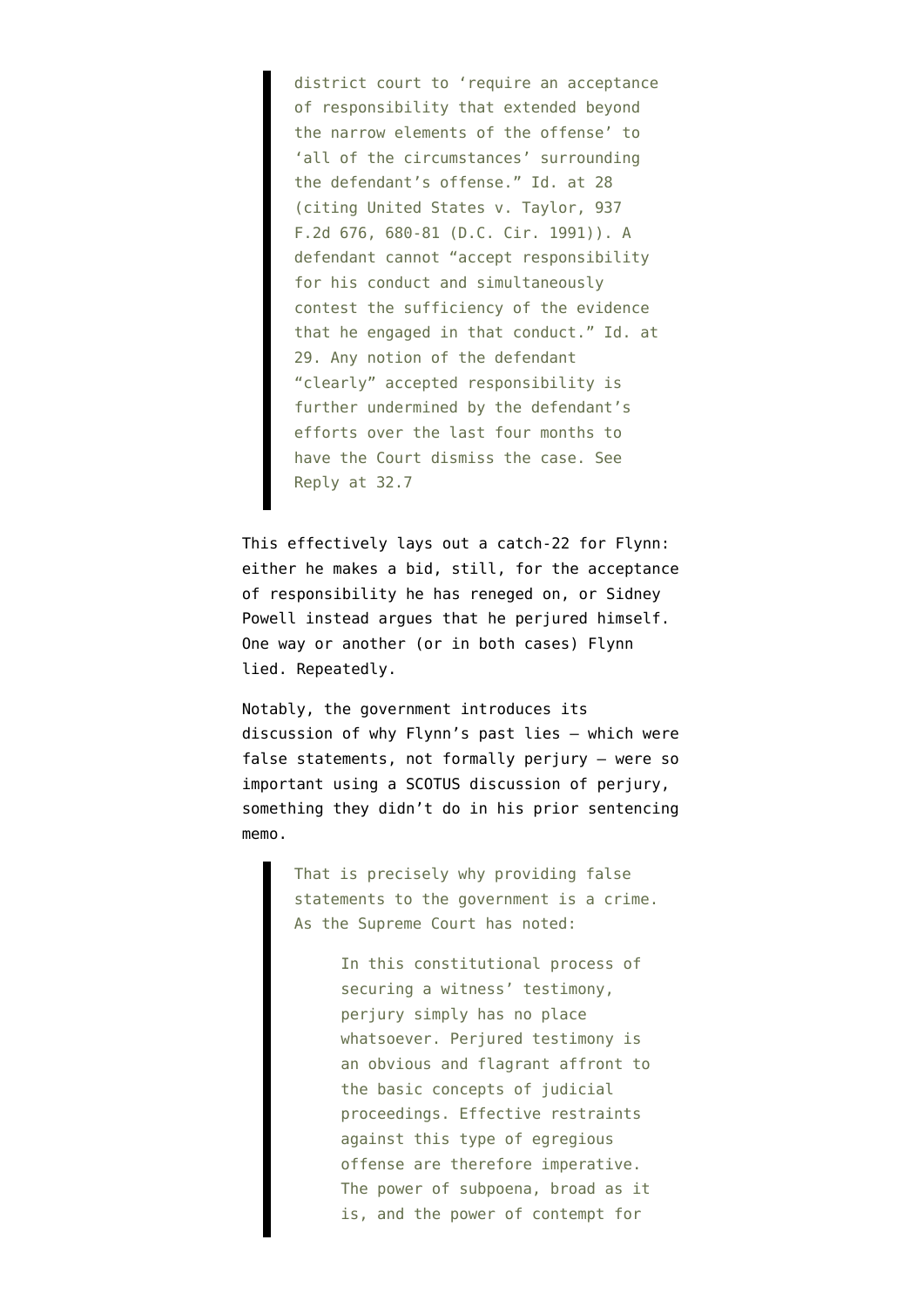> district court to 'require an acceptance of responsibility that extended beyond the narrow elements of the offense' to 'all of the circumstances' surrounding the defendant's offense." Id. at 28 (citing United States v. Taylor, 937 F.2d 676, 680-81 (D.C. Cir. 1991)). A defendant cannot "accept responsibility for his conduct and simultaneously contest the sufficiency of the evidence that he engaged in that conduct." Id. at 29. Any notion of the defendant "clearly" accepted responsibility is further undermined by the defendant's efforts over the last four months to have the Court dismiss the case. See Reply at 32.7

This effectively lays out a catch-22 for Flynn: either he makes a bid, still, for the acceptance of responsibility he has reneged on, or Sidney Powell instead argues that he perjured himself. One way or another (or in both cases) Flynn lied. Repeatedly.

Notably, the government introduces its discussion of why Flynn's past lies — which were false statements, not formally perjury — were so important using a SCOTUS discussion of perjury, something they didn't do in his prior sentencing memo.

> That is precisely why providing false statements to the government is a crime. As the Supreme Court has noted:
>
> > In this constitutional process of securing a witness' testimony, perjury simply has no place whatsoever. Perjured testimony is an obvious and flagrant affront to the basic concepts of judicial proceedings. Effective restraints against this type of egregious offense are therefore imperative. The power of subpoena, broad as it is, and the power of contempt for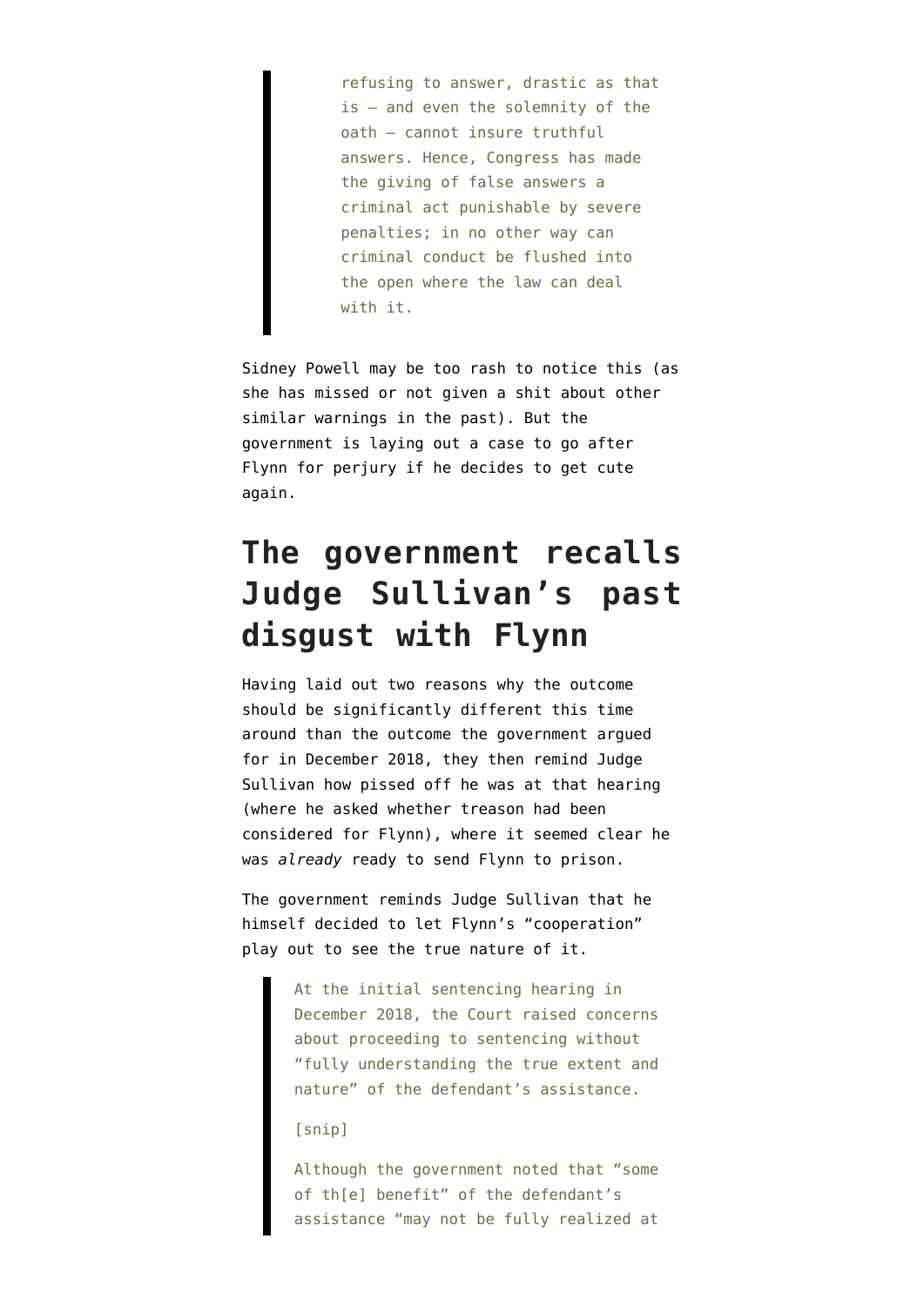> refusing to answer, drastic as that is — and even the solemnity of the oath — cannot insure truthful answers. Hence, Congress has made the giving of false answers a criminal act punishable by severe penalties; in no other way can criminal conduct be flushed into the open where the law can deal with it.

Sidney Powell may be too rash to notice this (as she has missed or not given a shit about other similar warnings in the past). But the government is laying out a case to go after Flynn for perjury if he decides to get cute again.

## The government recalls Judge Sullivan's past disgust with Flynn

Having laid out two reasons why the outcome should be significantly different this time around than the outcome the government argued for in December 2018, they then remind Judge Sullivan how pissed off he was at that hearing (where he asked whether treason had been considered for Flynn), where it seemed clear he was *already* ready to send Flynn to prison.

The government reminds Judge Sullivan that he himself decided to let Flynn's "cooperation" play out to see the true nature of it.

> At the initial sentencing hearing in December 2018, the Court raised concerns about proceeding to sentencing without "fully understanding the true extent and nature" of the defendant's assistance.
>
> [snip]
>
> Although the government noted that "some of th[e] benefit" of the defendant's assistance "may not be fully realized at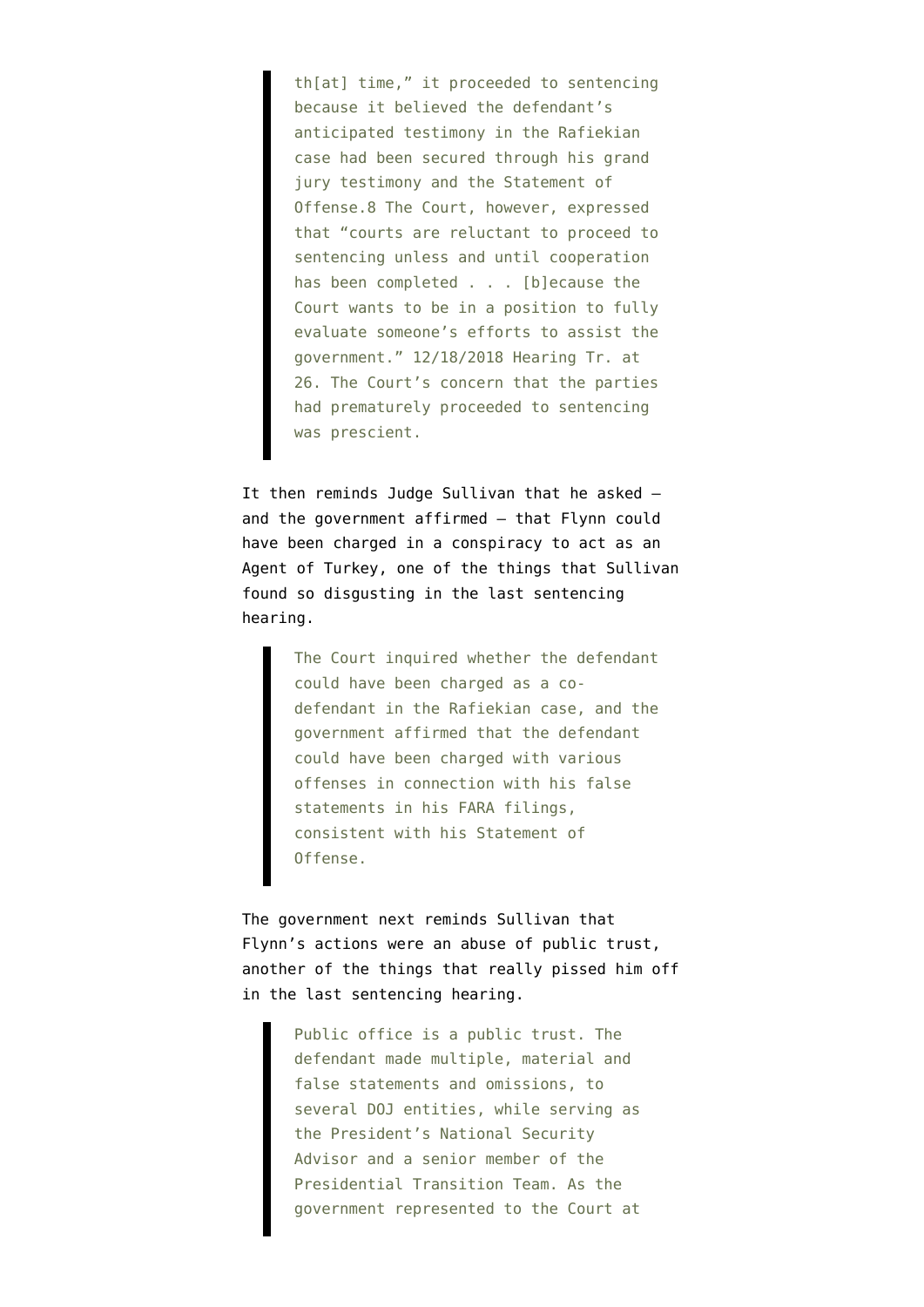> th[at] time," it proceeded to sentencing because it believed the defendant's anticipated testimony in the Rafiekian case had been secured through his grand jury testimony and the Statement of Offense.8 The Court, however, expressed that "courts are reluctant to proceed to sentencing unless and until cooperation has been completed . . . [b]ecause the Court wants to be in a position to fully evaluate someone's efforts to assist the government." 12/18/2018 Hearing Tr. at 26. The Court's concern that the parties had prematurely proceeded to sentencing was prescient.

It then reminds Judge Sullivan that he asked — and the government affirmed — that Flynn could have been charged in a conspiracy to act as an Agent of Turkey, one of the things that Sullivan found so disgusting in the last sentencing hearing.

> The Court inquired whether the defendant could have been charged as a co-defendant in the Rafiekian case, and the government affirmed that the defendant could have been charged with various offenses in connection with his false statements in his FARA filings, consistent with his Statement of Offense.

The government next reminds Sullivan that Flynn's actions were an abuse of public trust, another of the things that really pissed him off in the last sentencing hearing.

> Public office is a public trust. The defendant made multiple, material and false statements and omissions, to several DOJ entities, while serving as the President's National Security Advisor and a senior member of the Presidential Transition Team. As the government represented to the Court at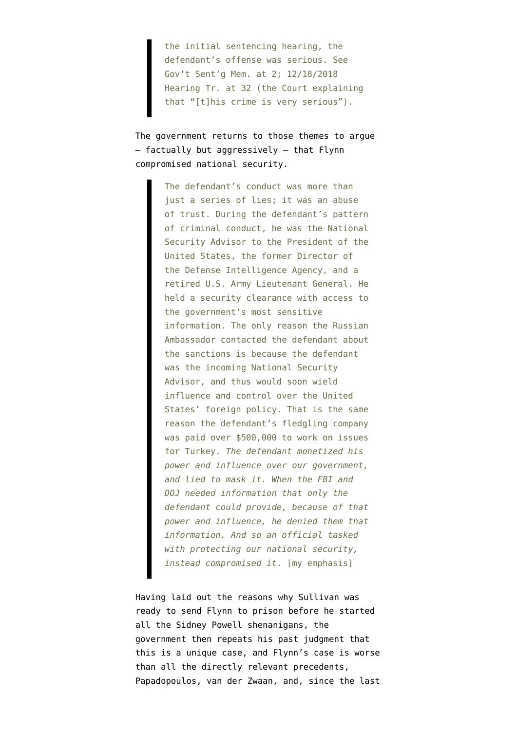> the initial sentencing hearing, the defendant's offense was serious. See Gov't Sent'g Mem. at 2; 12/18/2018 Hearing Tr. at 32 (the Court explaining that "[t]his crime is very serious").

The government returns to those themes to argue — factually but aggressively — that Flynn compromised national security.

> The defendant's conduct was more than just a series of lies; it was an abuse of trust. During the defendant's pattern of criminal conduct, he was the National Security Advisor to the President of the United States, the former Director of the Defense Intelligence Agency, and a retired U.S. Army Lieutenant General. He held a security clearance with access to the government's most sensitive information. The only reason the Russian Ambassador contacted the defendant about the sanctions is because the defendant was the incoming National Security Advisor, and thus would soon wield influence and control over the United States' foreign policy. That is the same reason the defendant's fledgling company was paid over $500,000 to work on issues for Turkey. *The defendant monetized his power and influence over our government, and lied to mask it. When the FBI and DOJ needed information that only the defendant could provide, because of that power and influence, he denied them that information. And so an official tasked with protecting our national security, instead compromised it.* [my emphasis]

Having laid out the reasons why Sullivan was ready to send Flynn to prison before he started all the Sidney Powell shenanigans, the government then repeats his past judgment that this is a unique case, and Flynn's case is worse than all the directly relevant precedents, Papadopoulos, van der Zwaan, and, since the last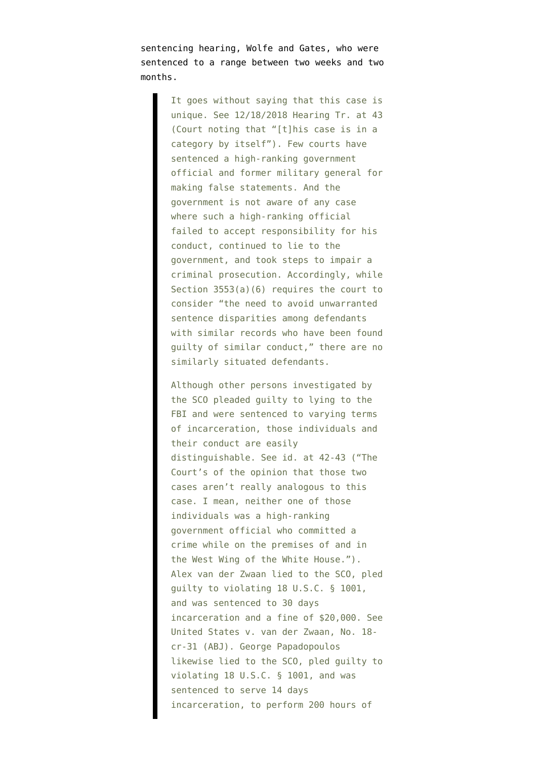sentencing hearing, Wolfe and Gates, who were sentenced to a range between two weeks and two months.

> It goes without saying that this case is unique. See 12/18/2018 Hearing Tr. at 43 (Court noting that "[t]his case is in a category by itself"). Few courts have sentenced a high-ranking government official and former military general for making false statements. And the government is not aware of any case where such a high-ranking official failed to accept responsibility for his conduct, continued to lie to the government, and took steps to impair a criminal prosecution. Accordingly, while Section 3553(a)(6) requires the court to consider "the need to avoid unwarranted sentence disparities among defendants with similar records who have been found guilty of similar conduct," there are no similarly situated defendants.
>
> Although other persons investigated by the SCO pleaded guilty to lying to the FBI and were sentenced to varying terms of incarceration, those individuals and their conduct are easily distinguishable. See id. at 42-43 ("The Court's of the opinion that those two cases aren't really analogous to this case. I mean, neither one of those individuals was a high-ranking government official who committed a crime while on the premises of and in the West Wing of the White House."). Alex van der Zwaan lied to the SCO, pled guilty to violating 18 U.S.C. § 1001, and was sentenced to 30 days incarceration and a fine of $20,000. See United States v. van der Zwaan, No. 18-cr-31 (ABJ). George Papadopoulos likewise lied to the SCO, pled guilty to violating 18 U.S.C. § 1001, and was sentenced to serve 14 days incarceration, to perform 200 hours of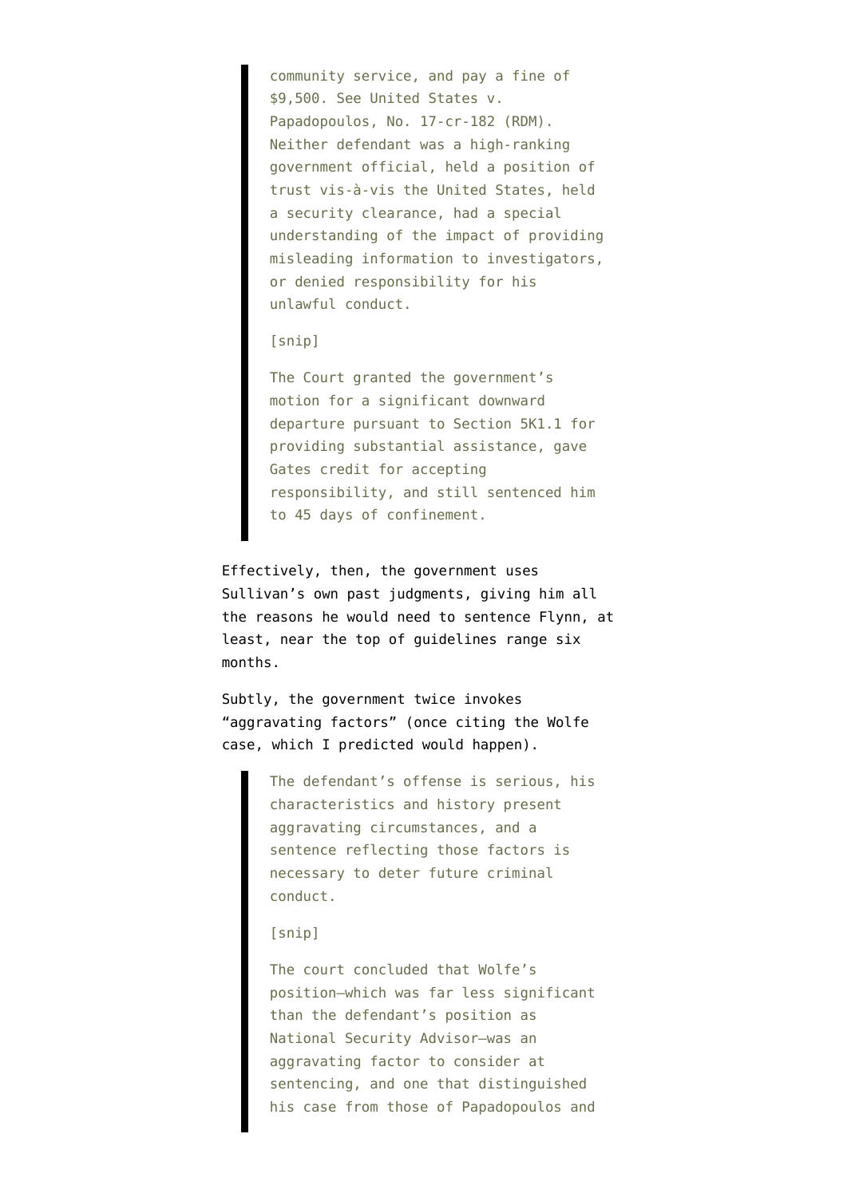> community service, and pay a fine of $9,500. See United States v. Papadopoulos, No. 17-cr-182 (RDM). Neither defendant was a high-ranking government official, held a position of trust vis-à-vis the United States, held a security clearance, had a special understanding of the impact of providing misleading information to investigators, or denied responsibility for his unlawful conduct.
>
> [snip]
>
> The Court granted the government's motion for a significant downward departure pursuant to Section 5K1.1 for providing substantial assistance, gave Gates credit for accepting responsibility, and still sentenced him to 45 days of confinement.

Effectively, then, the government uses Sullivan's own past judgments, giving him all the reasons he would need to sentence Flynn, at least, near the top of guidelines range six months.

Subtly, the government twice invokes "aggravating factors" (once citing the Wolfe case, which I predicted would happen).

> The defendant's offense is serious, his characteristics and history present aggravating circumstances, and a sentence reflecting those factors is necessary to deter future criminal conduct.
>
> [snip]
>
> The court concluded that Wolfe's position—which was far less significant than the defendant's position as National Security Advisor—was an aggravating factor to consider at sentencing, and one that distinguished his case from those of Papadopoulos and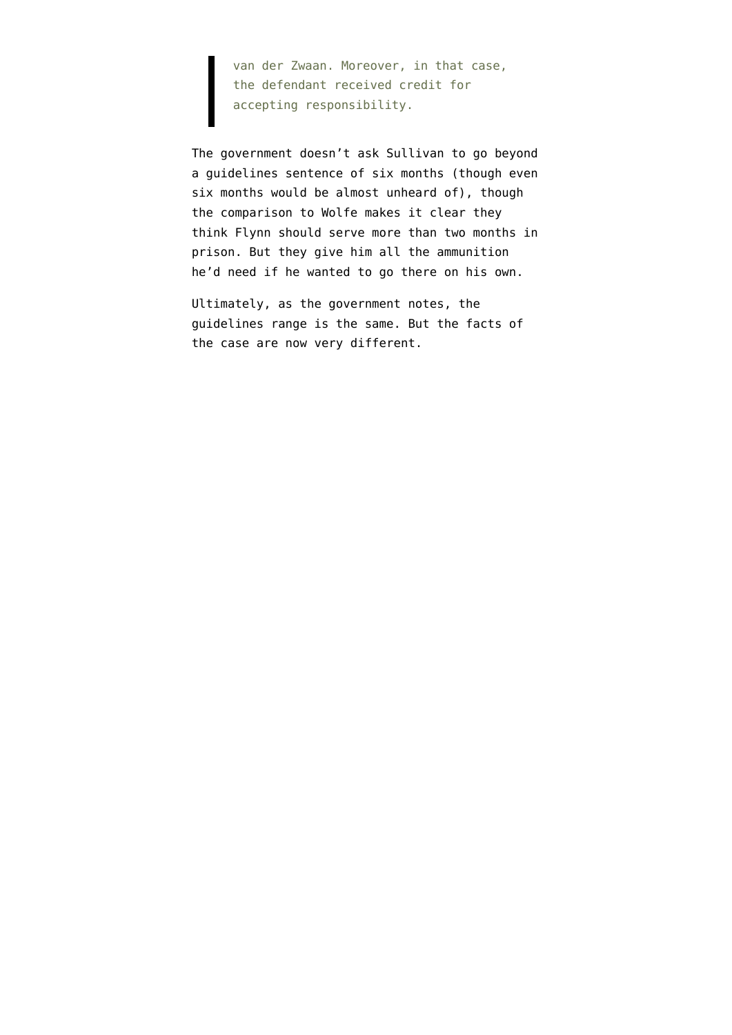> van der Zwaan. Moreover, in that case, the defendant received credit for accepting responsibility.

The government doesn't ask Sullivan to go beyond a guidelines sentence of six months (though even six months would be almost unheard of), though the comparison to Wolfe makes it clear they think Flynn should serve more than two months in prison. But they give him all the ammunition he'd need if he wanted to go there on his own.

Ultimately, as the government notes, the guidelines range is the same. But the facts of the case are now very different.